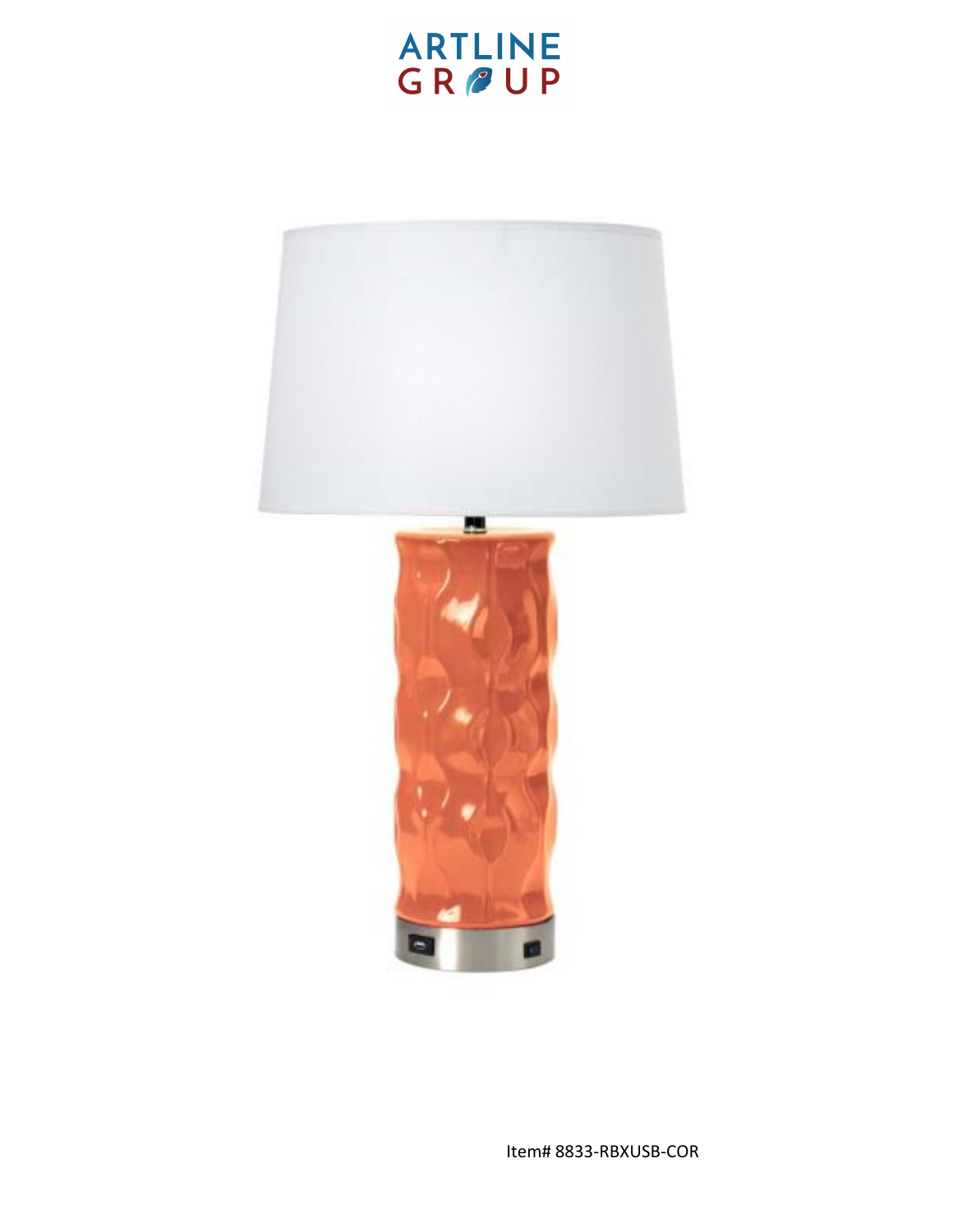ARTLINE GROUP

Item# 8833-RBXUSB-COR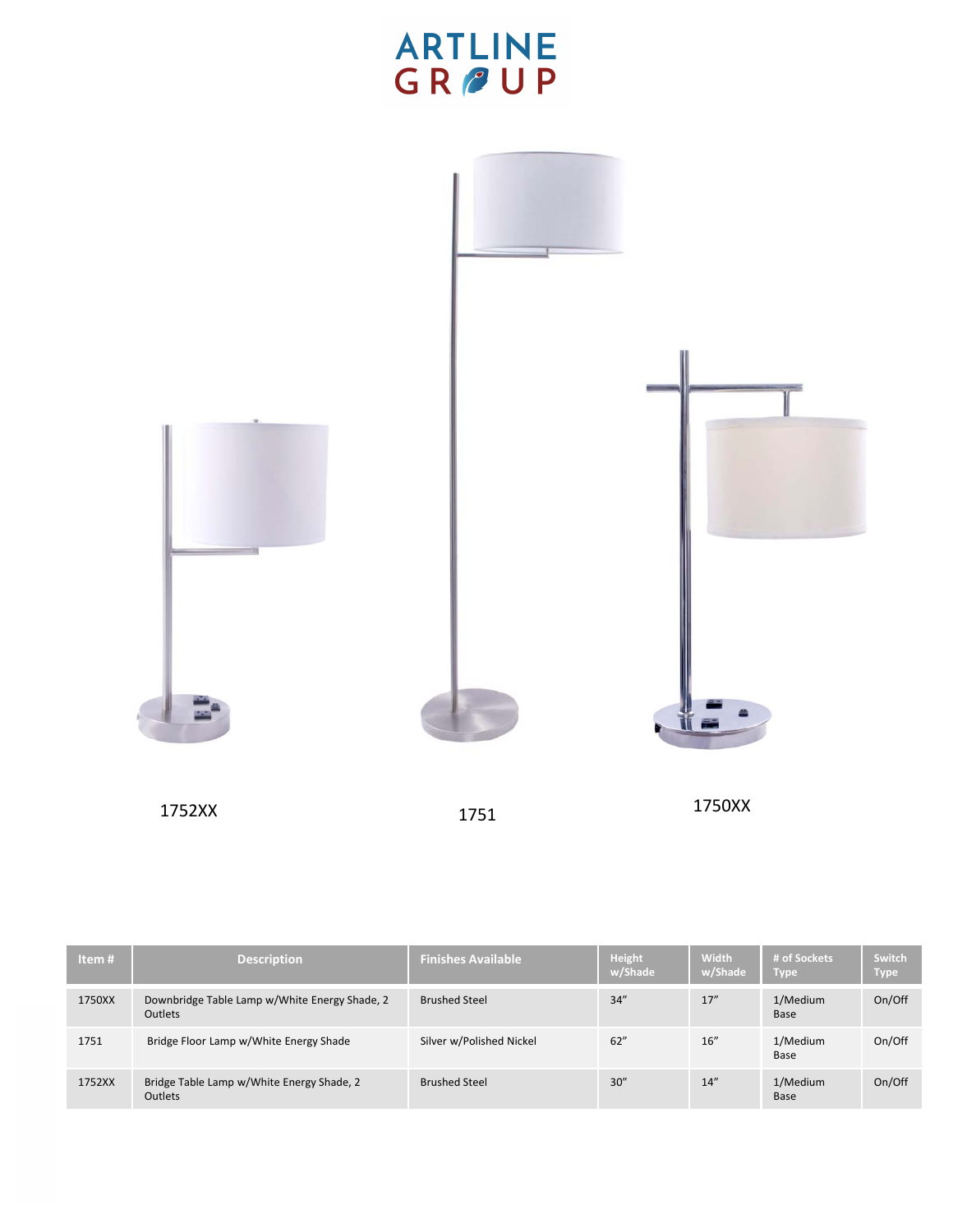ARTLINE GROUP

1752XX

1751

1750XX

| Item # | Description | Finishes Available | Height w/Shade | Width w/Shade | # of Sockets Type | Switch Type |
| --- | --- | --- | --- | --- | --- | --- |
| 1750XX | Downbridge Table Lamp w/White Energy Shade, 2 Outlets | Brushed Steel | 34" | 17" | 1/Medium Base | On/Off |
| 1751 | Bridge Floor Lamp w/White Energy Shade | Silver w/Polished Nickel | 62" | 16" | 1/Medium Base | On/Off |
| 1752XX | Bridge Table Lamp w/White Energy Shade, 2 Outlets | Brushed Steel | 30" | 14" | 1/Medium Base | On/Off |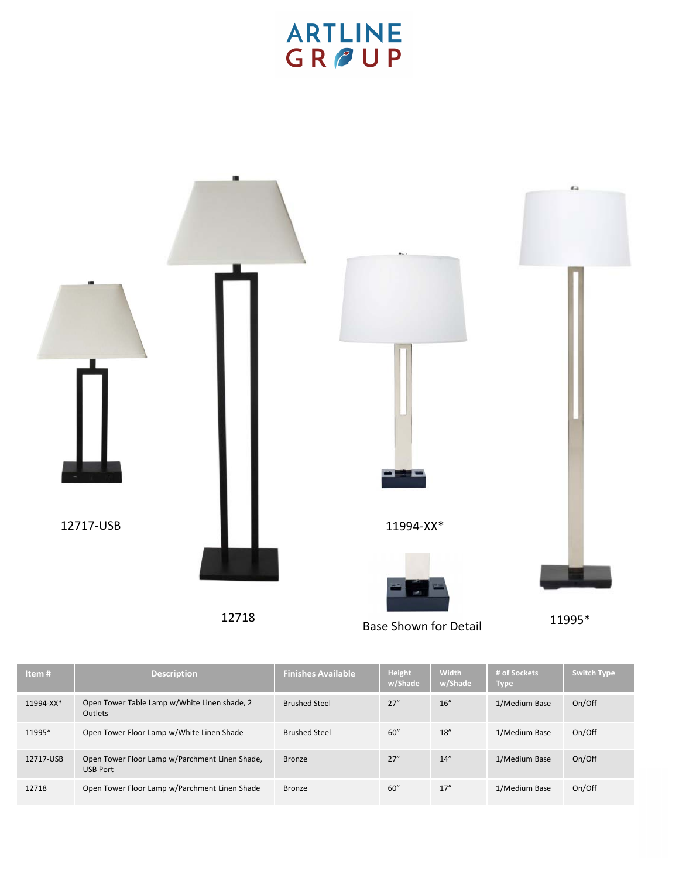# ARTLINE GROUP

12717-USB

12718

11994-XX*

Base Shown for Detail

11995*

| Item # | Description | Finishes Available | Height w/Shade | Width w/Shade | # of Sockets Type | Switch Type |
|---|---|---|---|---|---|---|
| 11994-XX* | Open Tower Table Lamp w/White Linen shade, 2 Outlets | Brushed Steel | 27" | 16" | 1/Medium Base | On/Off |
| 11995* | Open Tower Floor Lamp w/White Linen Shade | Brushed Steel | 60" | 18" | 1/Medium Base | On/Off |
| 12717-USB | Open Tower Floor Lamp w/Parchment Linen Shade, USB Port | Bronze | 27" | 14" | 1/Medium Base | On/Off |
| 12718 | Open Tower Floor Lamp w/Parchment Linen Shade | Bronze | 60" | 17" | 1/Medium Base | On/Off |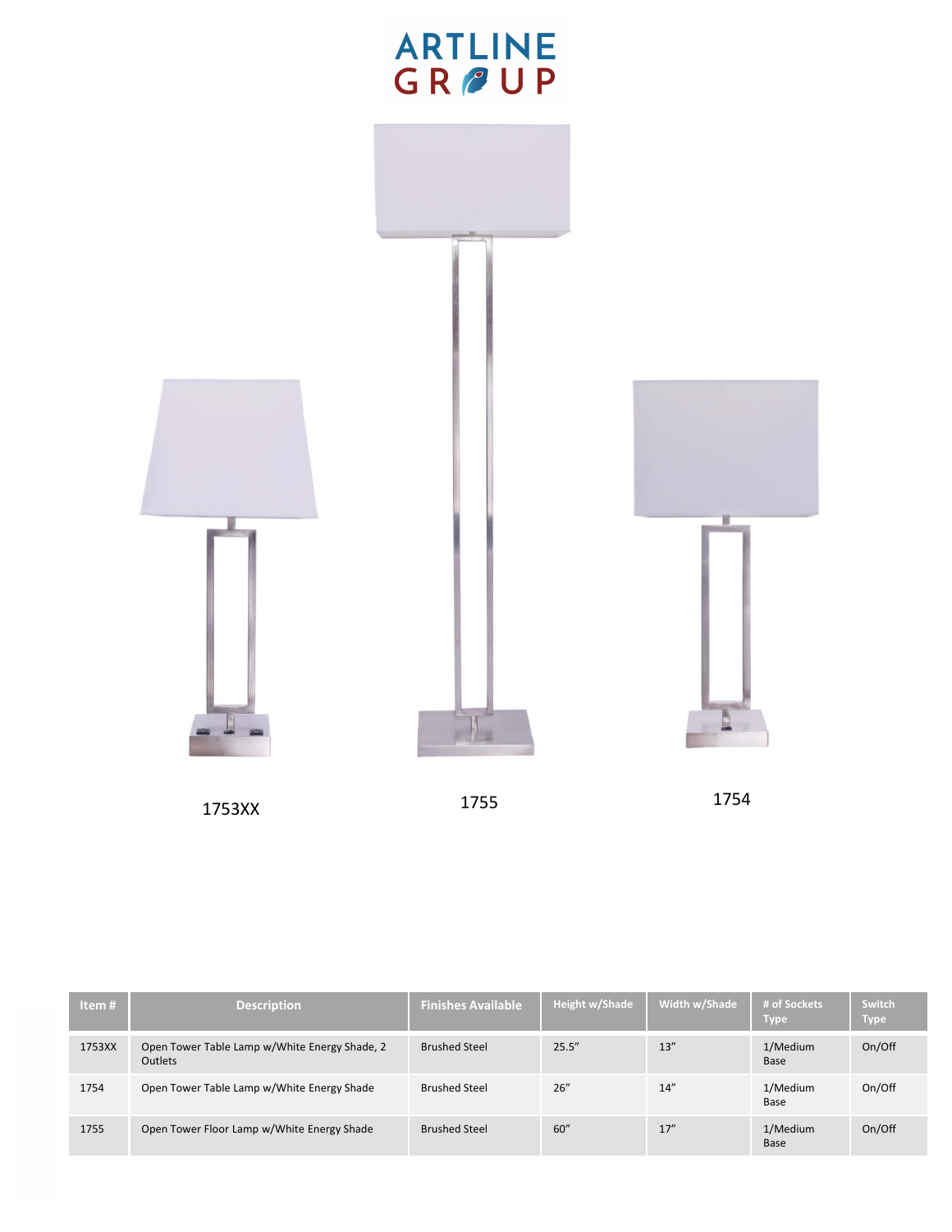ARTLINE GROUP

1753XX

1755

1754

| Item # | Description | Finishes Available | Height w/Shade | Width w/Shade | # of Sockets Type | Switch Type |
|---|---|---|---|---|---|---|
| 1753XX | Open Tower Table Lamp w/White Energy Shade, 2 Outlets | Brushed Steel | 25.5" | 13" | 1/Medium Base | On/Off |
| 1754 | Open Tower Table Lamp w/White Energy Shade | Brushed Steel | 26" | 14" | 1/Medium Base | On/Off |
| 1755 | Open Tower Floor Lamp w/White Energy Shade | Brushed Steel | 60" | 17" | 1/Medium Base | On/Off |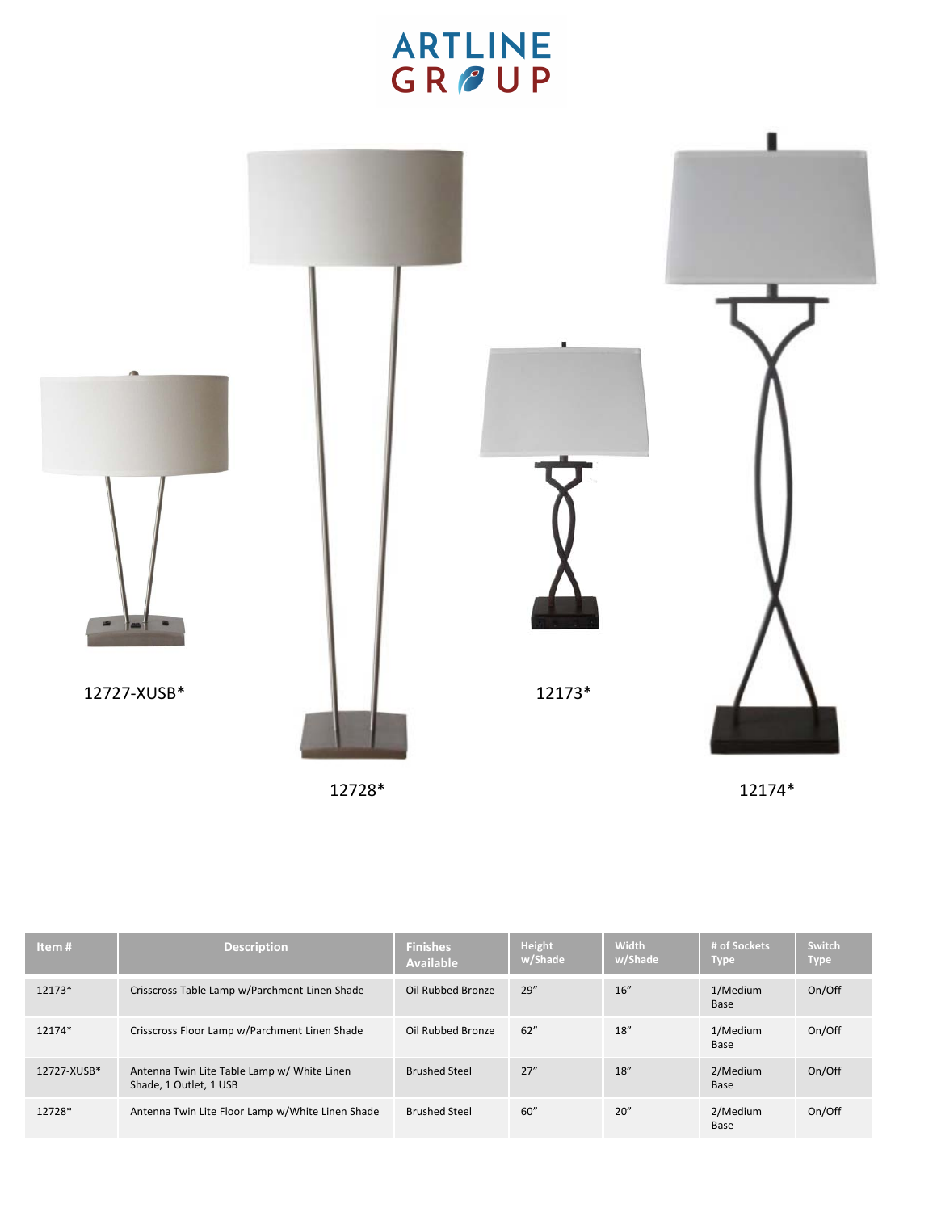ARTLINE GROUP

12727-XUSB*

12728*

12173*

12174*

| Item # | Description | Finishes Available | Height w/Shade | Width w/Shade | # of Sockets Type | Switch Type |
|---|---|---|---|---|---|---|
| 12173* | Crisscross Table Lamp w/Parchment Linen Shade | Oil Rubbed Bronze | 29″ | 16″ | 1/Medium Base | On/Off |
| 12174* | Crisscross Floor Lamp w/Parchment Linen Shade | Oil Rubbed Bronze | 62″ | 18″ | 1/Medium Base | On/Off |
| 12727-XUSB* | Antenna Twin Lite Table Lamp w/ White Linen Shade, 1 Outlet, 1 USB | Brushed Steel | 27″ | 18″ | 2/Medium Base | On/Off |
| 12728* | Antenna Twin Lite Floor Lamp w/White Linen Shade | Brushed Steel | 60″ | 20″ | 2/Medium Base | On/Off |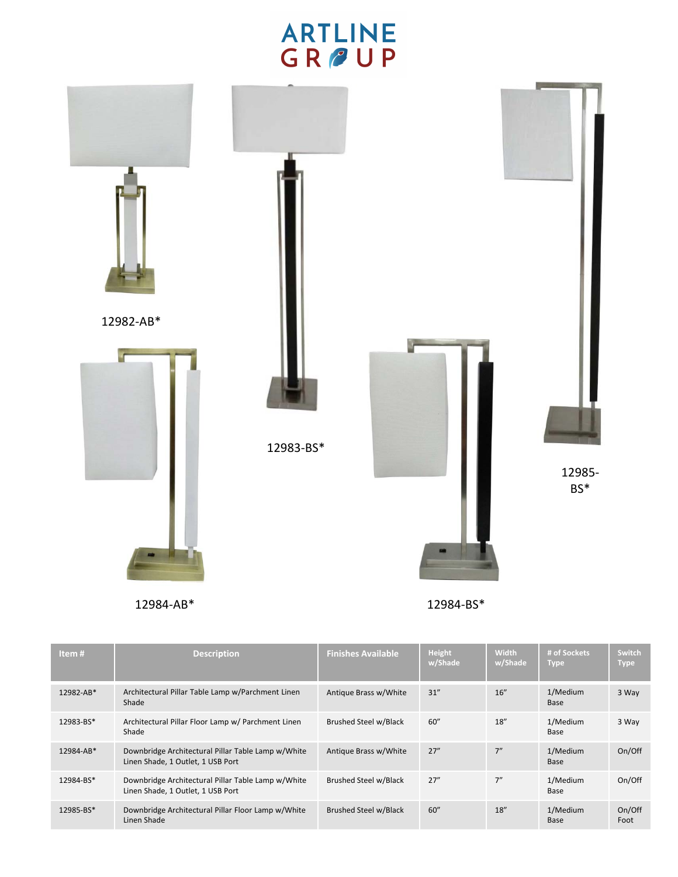# ARTLINE GROUP

12982-AB*

12983-BS*

12985-BS*

12984-AB*

12984-BS*

| Item # | Description | Finishes Available | Height w/Shade | Width w/Shade | # of Sockets Type | Switch Type |
|---|---|---|---|---|---|---|
| 12982-AB* | Architectural Pillar Table Lamp w/Parchment Linen Shade | Antique Brass w/White | 31" | 16" | 1/Medium Base | 3 Way |
| 12983-BS* | Architectural Pillar Floor Lamp w/ Parchment Linen Shade | Brushed Steel w/Black | 60" | 18" | 1/Medium Base | 3 Way |
| 12984-AB* | Downbridge Architectural Pillar Table Lamp w/White Linen Shade, 1 Outlet, 1 USB Port | Antique Brass w/White | 27" | 7" | 1/Medium Base | On/Off |
| 12984-BS* | Downbridge Architectural Pillar Table Lamp w/White Linen Shade, 1 Outlet, 1 USB Port | Brushed Steel w/Black | 27" | 7" | 1/Medium Base | On/Off |
| 12985-BS* | Downbridge Architectural Pillar Floor Lamp w/White Linen Shade | Brushed Steel w/Black | 60" | 18" | 1/Medium Base | On/Off Foot |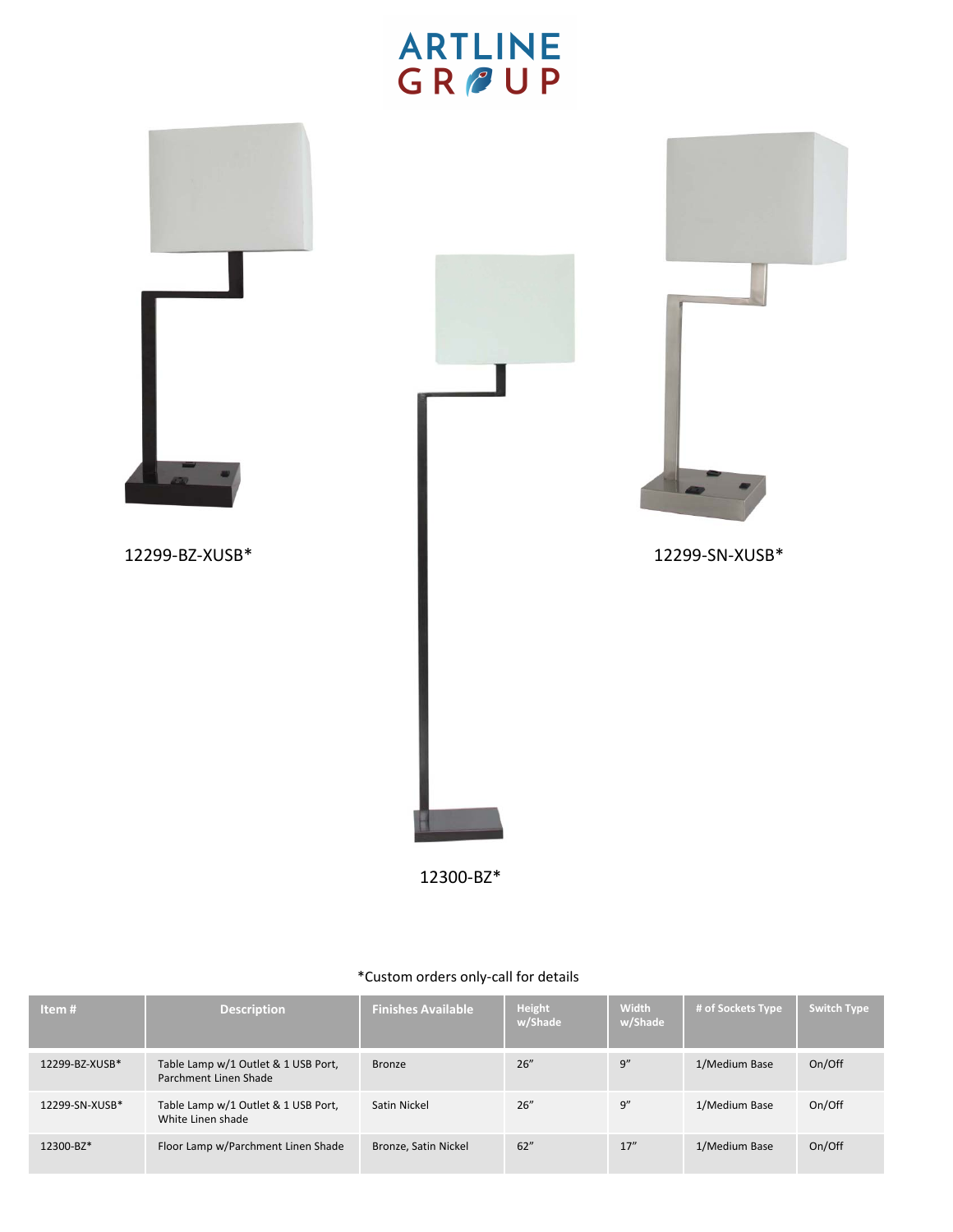ARTLINE GROUP

12299-BZ-XUSB*

12300-BZ*

12299-SN-XUSB*

*Custom orders only-call for details

| Item # | Description | Finishes Available | Height w/Shade | Width w/Shade | # of Sockets Type | Switch Type |
|---|---|---|---|---|---|---|
| 12299-BZ-XUSB* | Table Lamp w/1 Outlet & 1 USB Port, Parchment Linen Shade | Bronze | 26" | 9" | 1/Medium Base | On/Off |
| 12299-SN-XUSB* | Table Lamp w/1 Outlet & 1 USB Port, White Linen shade | Satin Nickel | 26" | 9" | 1/Medium Base | On/Off |
| 12300-BZ* | Floor Lamp w/Parchment Linen Shade | Bronze, Satin Nickel | 62" | 17" | 1/Medium Base | On/Off |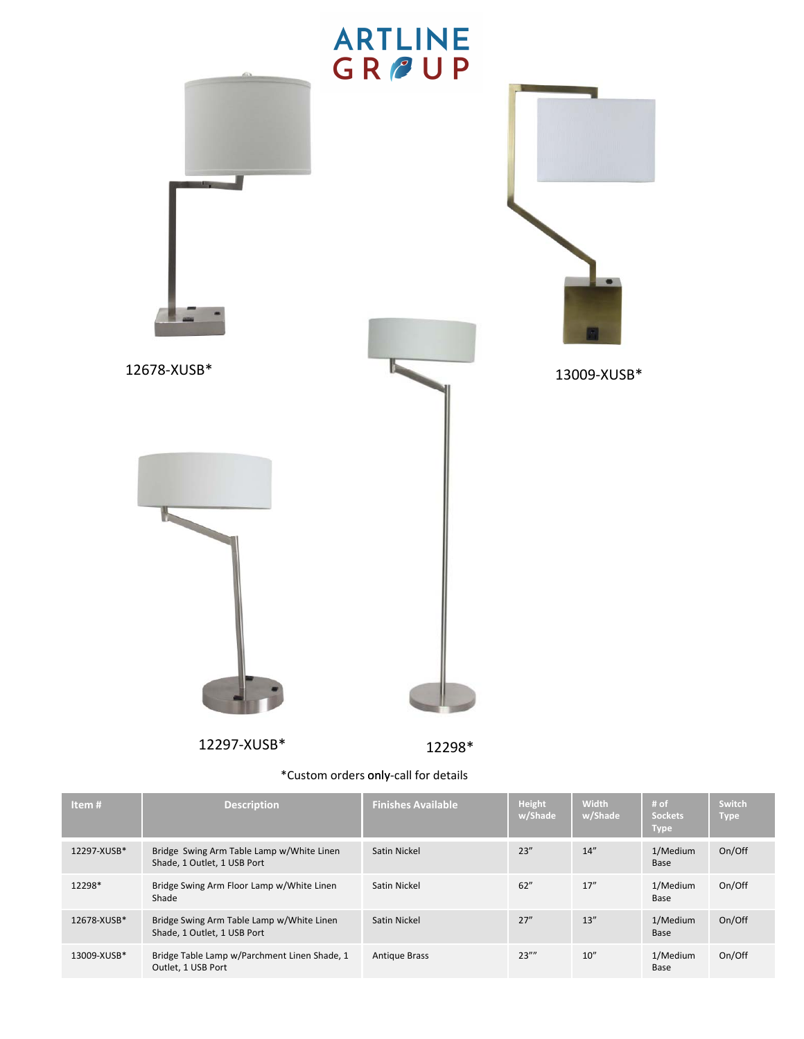ARTLINE GROUP

12678-XUSB*

13009-XUSB*

12297-XUSB*

12298*

*Custom orders **only**-call for details

| Item # | Description | Finishes Available | Height w/Shade | Width w/Shade | # of Sockets Type | Switch Type |
|---|---|---|---|---|---|---|
| 12297-XUSB* | Bridge Swing Arm Table Lamp w/White Linen Shade, 1 Outlet, 1 USB Port | Satin Nickel | 23" | 14" | 1/Medium Base | On/Off |
| 12298* | Bridge Swing Arm Floor Lamp w/White Linen Shade | Satin Nickel | 62" | 17" | 1/Medium Base | On/Off |
| 12678-XUSB* | Bridge Swing Arm Table Lamp w/White Linen Shade, 1 Outlet, 1 USB Port | Satin Nickel | 27" | 13" | 1/Medium Base | On/Off |
| 13009-XUSB* | Bridge Table Lamp w/Parchment Linen Shade, 1 Outlet, 1 USB Port | Antique Brass | 23"" | 10" | 1/Medium Base | On/Off |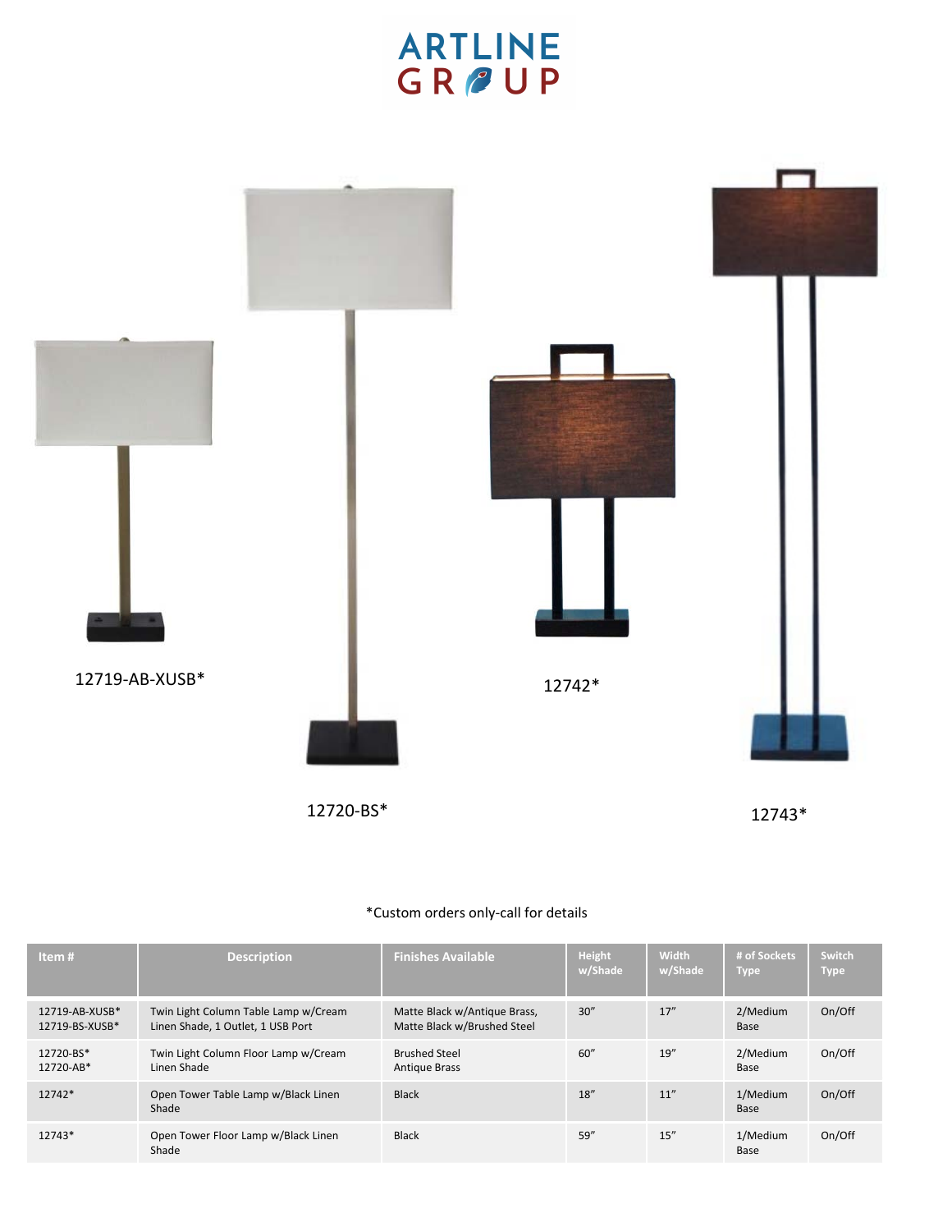ARTLINE GROUP

12719-AB-XUSB*

12720-BS*

12742*

12743*

*Custom orders only-call for details

| Item # | Description | Finishes Available | Height w/Shade | Width w/Shade | # of Sockets Type | Switch Type |
|---|---|---|---|---|---|---|
| 12719-AB-XUSB* 12719-BS-XUSB* | Twin Light Column Table Lamp w/Cream Linen Shade, 1 Outlet, 1 USB Port | Matte Black w/Antique Brass, Matte Black w/Brushed Steel | 30" | 17" | 2/Medium Base | On/Off |
| 12720-BS* 12720-AB* | Twin Light Column Floor Lamp w/Cream Linen Shade | Brushed Steel Antique Brass | 60" | 19" | 2/Medium Base | On/Off |
| 12742* | Open Tower Table Lamp w/Black Linen Shade | Black | 18" | 11" | 1/Medium Base | On/Off |
| 12743* | Open Tower Floor Lamp w/Black Linen Shade | Black | 59" | 15" | 1/Medium Base | On/Off |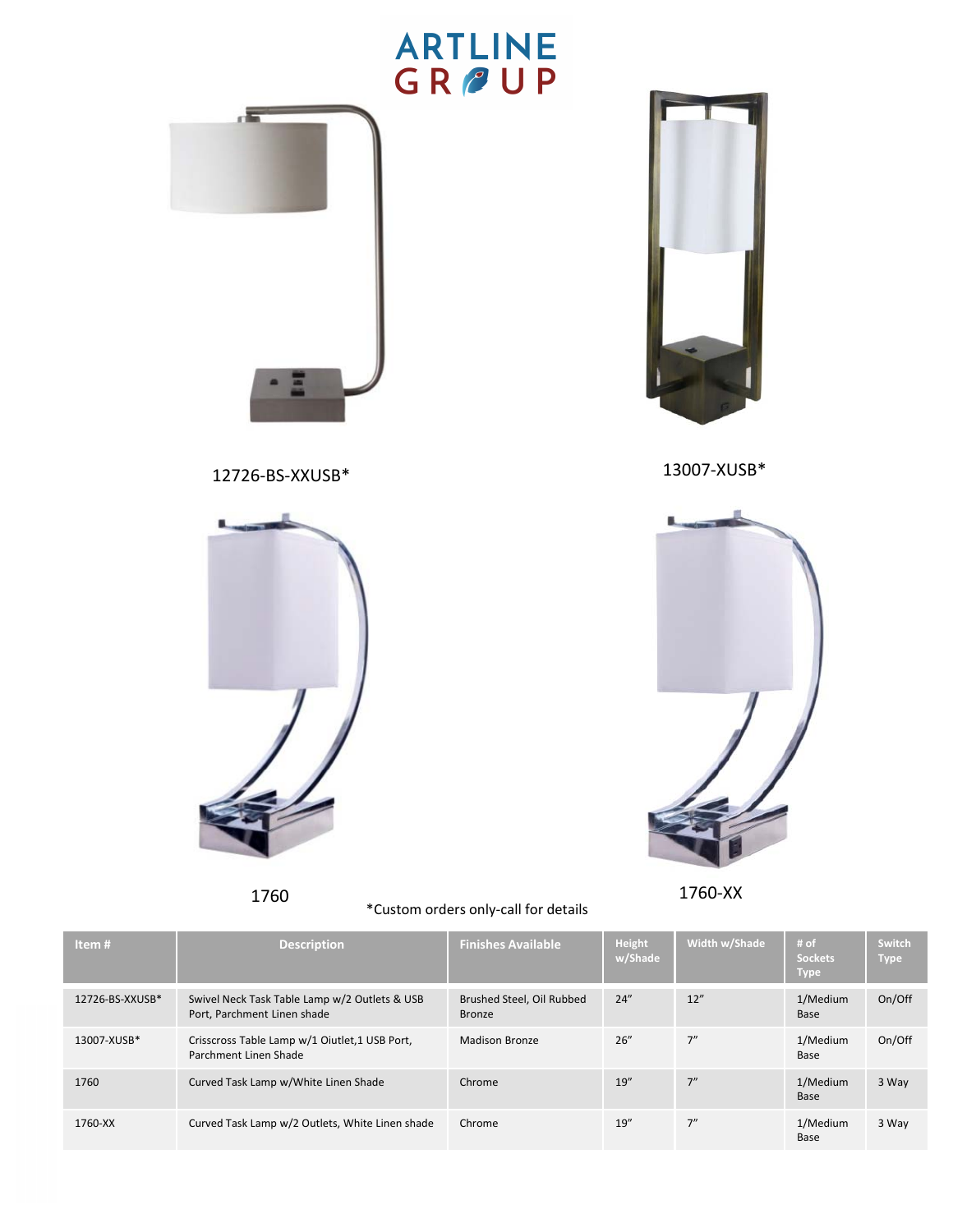ARTLINE GROUP

12726-BS-XXUSB*

13007-XUSB*

1760

1760-XX

*Custom orders only-call for details

| Item # | Description | Finishes Available | Height w/Shade | Width w/Shade | # of Sockets Type | Switch Type |
|---|---|---|---|---|---|---|
| 12726-BS-XXUSB* | Swivel Neck Task Table Lamp w/2 Outlets & USB Port, Parchment Linen shade | Brushed Steel, Oil Rubbed Bronze | 24" | 12" | 1/Medium Base | On/Off |
| 13007-XUSB* | Crisscross Table Lamp w/1 Oiutlet,1 USB Port, Parchment Linen Shade | Madison Bronze | 26" | 7" | 1/Medium Base | On/Off |
| 1760 | Curved Task Lamp w/White Linen Shade | Chrome | 19" | 7" | 1/Medium Base | 3 Way |
| 1760-XX | Curved Task Lamp w/2 Outlets, White Linen shade | Chrome | 19" | 7" | 1/Medium Base | 3 Way |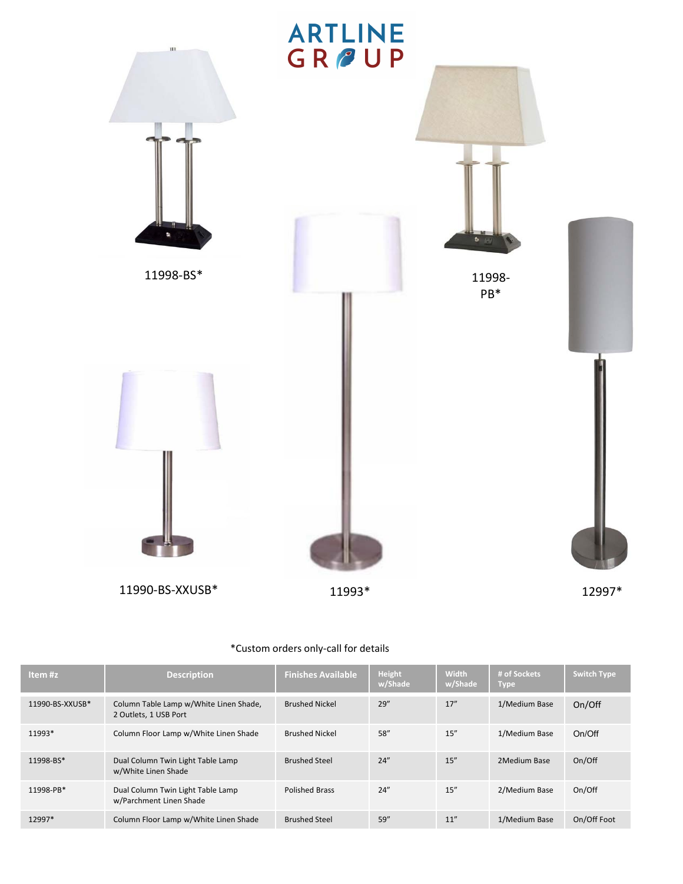# ARTLINE GROUP

11998-BS*

11998-PB*

11990-BS-XXUSB*

11993*

12997*

*Custom orders only-call for details

| Item #z | Description | Finishes Available | Height w/Shade | Width w/Shade | # of Sockets Type | Switch Type |
|---|---|---|---|---|---|---|
| 11990-BS-XXUSB* | Column Table Lamp w/White Linen Shade, 2 Outlets, 1 USB Port | Brushed Nickel | 29" | 17" | 1/Medium Base | On/Off |
| 11993* | Column Floor Lamp w/White Linen Shade | Brushed Nickel | 58" | 15" | 1/Medium Base | On/Off |
| 11998-BS* | Dual Column Twin Light Table Lamp w/White Linen Shade | Brushed Steel | 24" | 15" | 2Medium Base | On/Off |
| 11998-PB* | Dual Column Twin Light Table Lamp w/Parchment Linen Shade | Polished Brass | 24" | 15" | 2/Medium Base | On/Off |
| 12997* | Column Floor Lamp w/White Linen Shade | Brushed Steel | 59" | 11" | 1/Medium Base | On/Off Foot |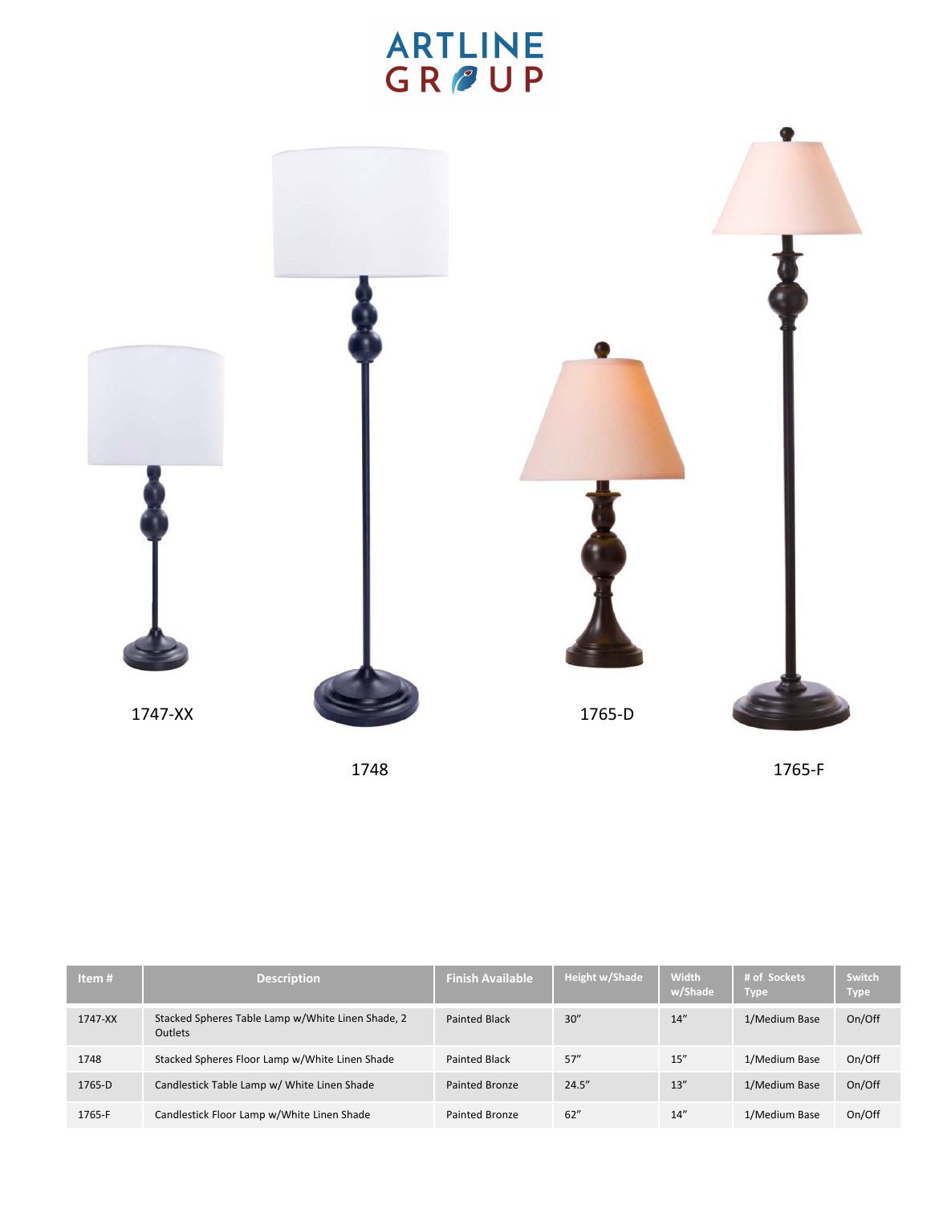# ARTLINE GROUP

1747-XX

1748

1765-D

1765-F

| Item # | Description | Finish Available | Height w/Shade | Width w/Shade | # of Sockets Type | Switch Type |
|---|---|---|---|---|---|---|
| 1747-XX | Stacked Spheres Table Lamp w/White Linen Shade, 2 Outlets | Painted Black | 30" | 14" | 1/Medium Base | On/Off |
| 1748 | Stacked Spheres Floor Lamp w/White Linen Shade | Painted Black | 57" | 15" | 1/Medium Base | On/Off |
| 1765-D | Candlestick Table Lamp w/ White Linen Shade | Painted Bronze | 24.5" | 13" | 1/Medium Base | On/Off |
| 1765-F | Candlestick Floor Lamp w/White Linen Shade | Painted Bronze | 62" | 14" | 1/Medium Base | On/Off |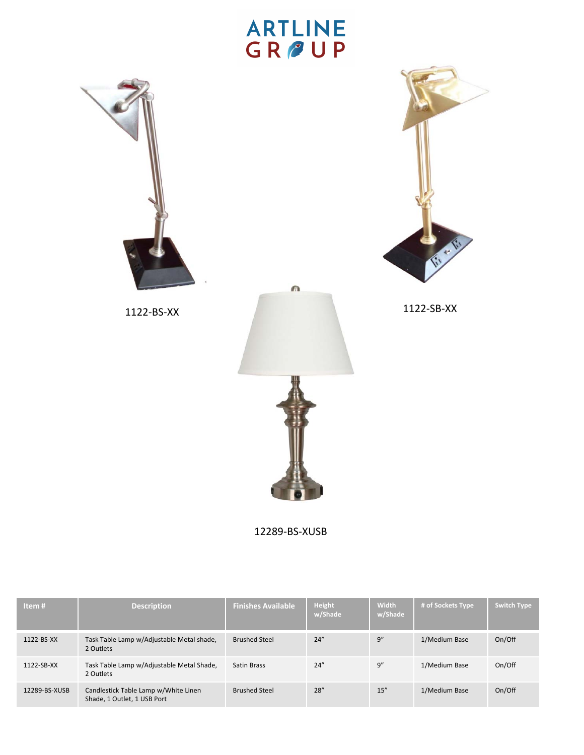ARTLINE GROUP

1122-BS-XX

1122-SB-XX

12289-BS-XUSB

| Item # | Description | Finishes Available | Height w/Shade | Width w/Shade | # of Sockets Type | Switch Type |
|---|---|---|---|---|---|---|
| 1122-BS-XX | Task Table Lamp w/Adjustable Metal shade, 2 Outlets | Brushed Steel | 24" | 9" | 1/Medium Base | On/Off |
| 1122-SB-XX | Task Table Lamp w/Adjustable Metal Shade, 2 Outlets | Satin Brass | 24" | 9" | 1/Medium Base | On/Off |
| 12289-BS-XUSB | Candlestick Table Lamp w/White Linen Shade, 1 Outlet, 1 USB Port | Brushed Steel | 28" | 15" | 1/Medium Base | On/Off |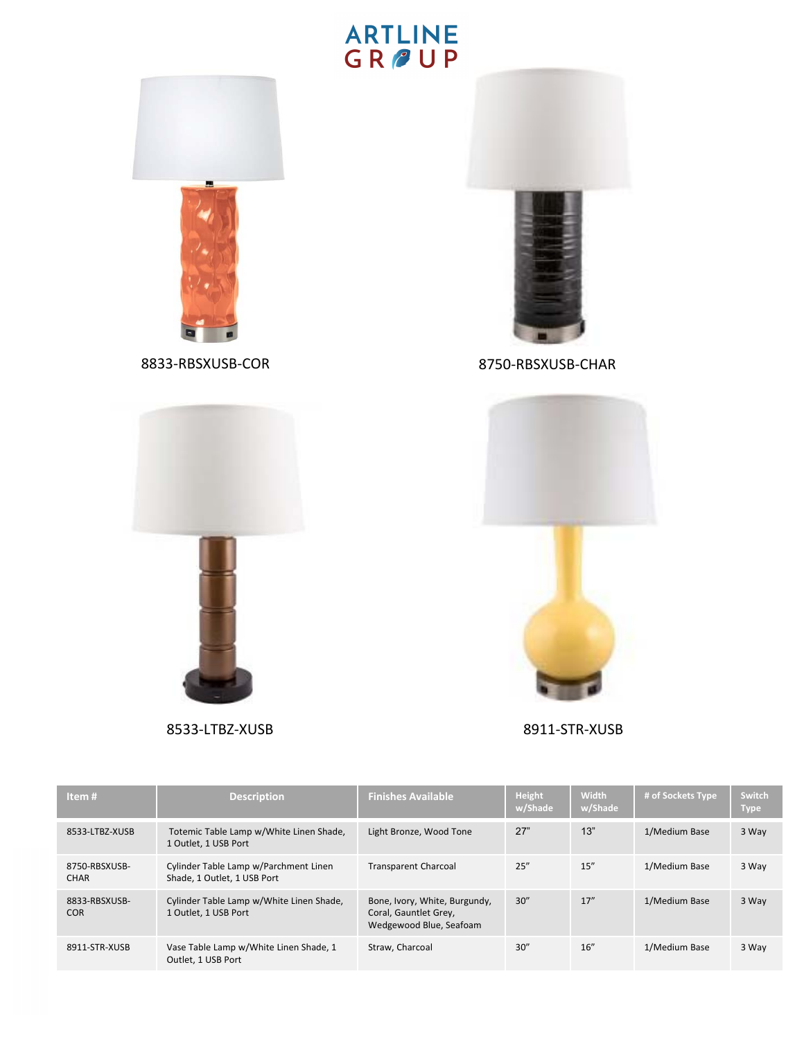ARTLINE GROUP

8833-RBSXUSB-COR

8750-RBSXUSB-CHAR

8533-LTBZ-XUSB

8911-STR-XUSB

| Item # | Description | Finishes Available | Height w/Shade | Width w/Shade | # of Sockets Type | Switch Type |
|---|---|---|---|---|---|---|
| 8533-LTBZ-XUSB | Totemic Table Lamp w/White Linen Shade, 1 Outlet, 1 USB Port | Light Bronze, Wood Tone | 27" | 13" | 1/Medium Base | 3 Way |
| 8750-RBSXUSB-CHAR | Cylinder Table Lamp w/Parchment Linen Shade, 1 Outlet, 1 USB Port | Transparent Charcoal | 25" | 15" | 1/Medium Base | 3 Way |
| 8833-RBSXUSB-COR | Cylinder Table Lamp w/White Linen Shade, 1 Outlet, 1 USB Port | Bone, Ivory, White, Burgundy, Coral, Gauntlet Grey, Wedgewood Blue, Seafoam | 30" | 17" | 1/Medium Base | 3 Way |
| 8911-STR-XUSB | Vase Table Lamp w/White Linen Shade, 1 Outlet, 1 USB Port | Straw, Charcoal | 30" | 16" | 1/Medium Base | 3 Way |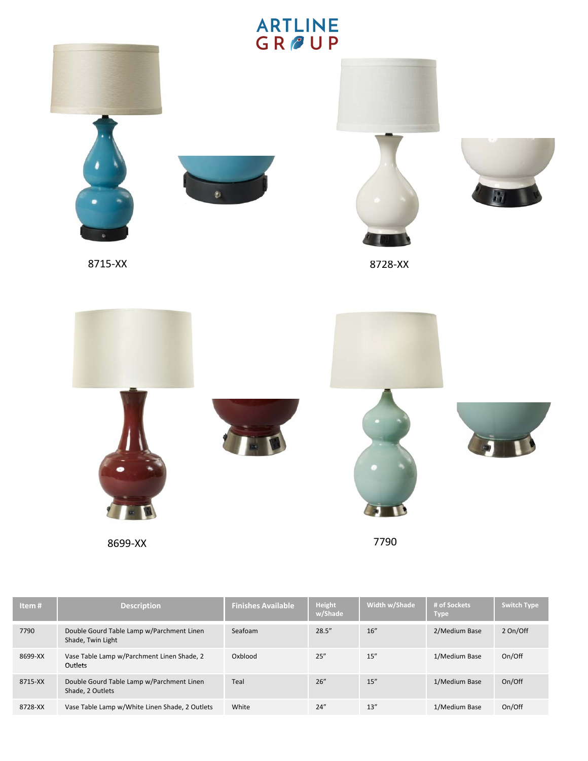ARTLINE GROUP

8715-XX

8728-XX

8699-XX

7790

| Item # | Description | Finishes Available | Height w/Shade | Width w/Shade | # of Sockets Type | Switch Type |
|---|---|---|---|---|---|---|
| 7790 | Double Gourd Table Lamp w/Parchment Linen Shade, Twin Light | Seafoam | 28.5" | 16" | 2/Medium Base | 2 On/Off |
| 8699-XX | Vase Table Lamp w/Parchment Linen Shade, 2 Outlets | Oxblood | 25" | 15" | 1/Medium Base | On/Off |
| 8715-XX | Double Gourd Table Lamp w/Parchment Linen Shade, 2 Outlets | Teal | 26" | 15" | 1/Medium Base | On/Off |
| 8728-XX | Vase Table Lamp w/White Linen Shade, 2 Outlets | White | 24" | 13" | 1/Medium Base | On/Off |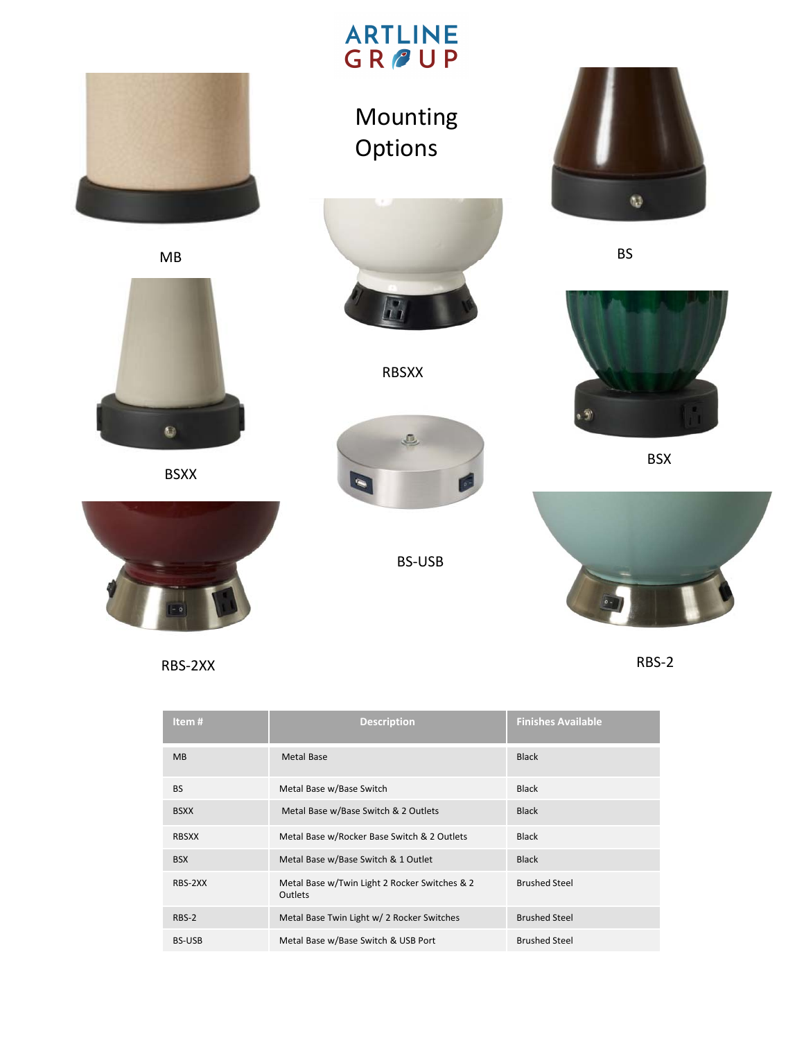ARTLINE GROUP

# Mounting Options

MB

BS

RBSXX

BSXX

BSX

BS-USB

RBS-2XX

RBS-2

| Item # | Description | Finishes Available |
|---|---|---|
| MB | Metal Base | Black |
| BS | Metal Base w/Base Switch | Black |
| BSXX | Metal Base w/Base Switch & 2 Outlets | Black |
| RBSXX | Metal Base w/Rocker Base Switch & 2 Outlets | Black |
| BSX | Metal Base w/Base Switch & 1 Outlet | Black |
| RBS-2XX | Metal Base w/Twin Light 2 Rocker Switches & 2 Outlets | Brushed Steel |
| RBS-2 | Metal Base Twin Light w/ 2 Rocker Switches | Brushed Steel |
| BS-USB | Metal Base w/Base Switch & USB Port | Brushed Steel |